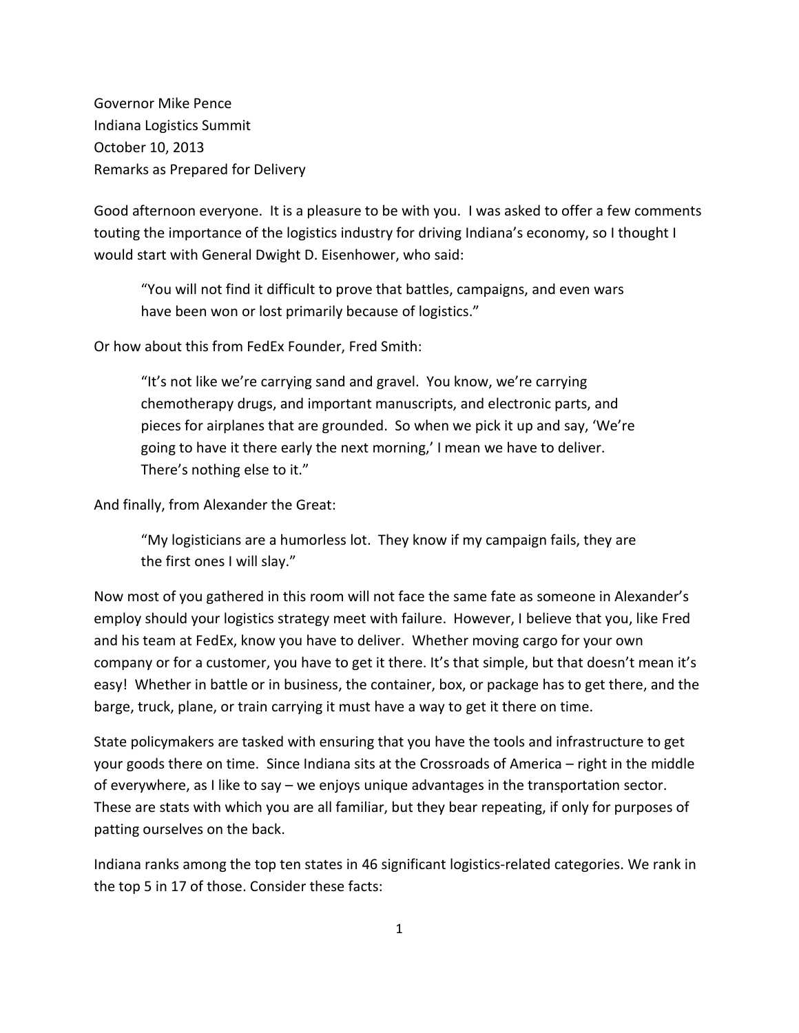Governor Mike Pence
Indiana Logistics Summit
October 10, 2013
Remarks as Prepared for Delivery

Good afternoon everyone. It is a pleasure to be with you. I was asked to offer a few comments touting the importance of the logistics industry for driving Indiana's economy, so I thought I would start with General Dwight D. Eisenhower, who said:

> "You will not find it difficult to prove that battles, campaigns, and even wars have been won or lost primarily because of logistics."

Or how about this from FedEx Founder, Fred Smith:

> "It's not like we're carrying sand and gravel. You know, we're carrying chemotherapy drugs, and important manuscripts, and electronic parts, and pieces for airplanes that are grounded. So when we pick it up and say, 'We're going to have it there early the next morning,' I mean we have to deliver. There's nothing else to it."

And finally, from Alexander the Great:

> "My logisticians are a humorless lot. They know if my campaign fails, they are the first ones I will slay."

Now most of you gathered in this room will not face the same fate as someone in Alexander's employ should your logistics strategy meet with failure. However, I believe that you, like Fred and his team at FedEx, know you have to deliver. Whether moving cargo for your own company or for a customer, you have to get it there. It's that simple, but that doesn't mean it's easy! Whether in battle or in business, the container, box, or package has to get there, and the barge, truck, plane, or train carrying it must have a way to get it there on time.

State policymakers are tasked with ensuring that you have the tools and infrastructure to get your goods there on time. Since Indiana sits at the Crossroads of America – right in the middle of everywhere, as I like to say – we enjoys unique advantages in the transportation sector. These are stats with which you are all familiar, but they bear repeating, if only for purposes of patting ourselves on the back.

Indiana ranks among the top ten states in 46 significant logistics-related categories. We rank in the top 5 in 17 of those. Consider these facts: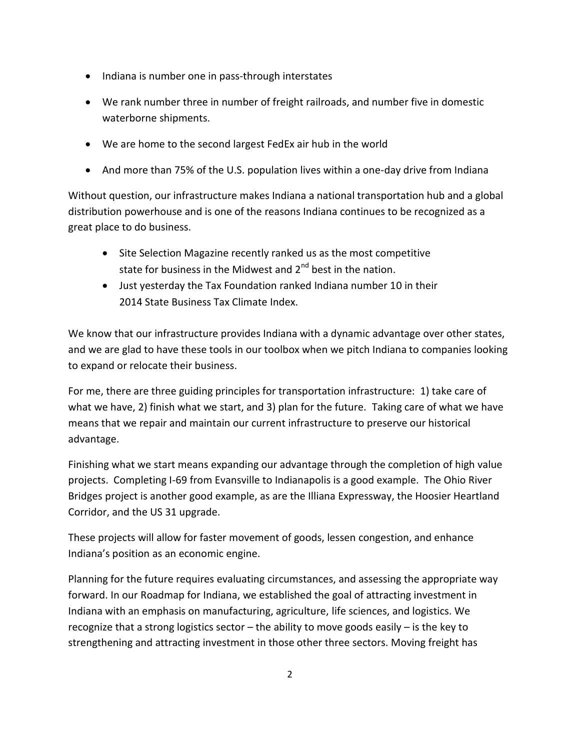- Indiana is number one in pass-through interstates
- We rank number three in number of freight railroads, and number five in domestic waterborne shipments.
- We are home to the second largest FedEx air hub in the world
- And more than 75% of the U.S. population lives within a one-day drive from Indiana

Without question, our infrastructure makes Indiana a national transportation hub and a global distribution powerhouse and is one of the reasons Indiana continues to be recognized as a great place to do business.

- Site Selection Magazine recently ranked us as the most competitive state for business in the Midwest and 2nd best in the nation.
- Just yesterday the Tax Foundation ranked Indiana number 10 in their 2014 State Business Tax Climate Index.

We know that our infrastructure provides Indiana with a dynamic advantage over other states, and we are glad to have these tools in our toolbox when we pitch Indiana to companies looking to expand or relocate their business.

For me, there are three guiding principles for transportation infrastructure: 1) take care of what we have, 2) finish what we start, and 3) plan for the future. Taking care of what we have means that we repair and maintain our current infrastructure to preserve our historical advantage.

Finishing what we start means expanding our advantage through the completion of high value projects. Completing I-69 from Evansville to Indianapolis is a good example. The Ohio River Bridges project is another good example, as are the Illiana Expressway, the Hoosier Heartland Corridor, and the US 31 upgrade.

These projects will allow for faster movement of goods, lessen congestion, and enhance Indiana's position as an economic engine.

Planning for the future requires evaluating circumstances, and assessing the appropriate way forward. In our Roadmap for Indiana, we established the goal of attracting investment in Indiana with an emphasis on manufacturing, agriculture, life sciences, and logistics. We recognize that a strong logistics sector – the ability to move goods easily – is the key to strengthening and attracting investment in those other three sectors. Moving freight has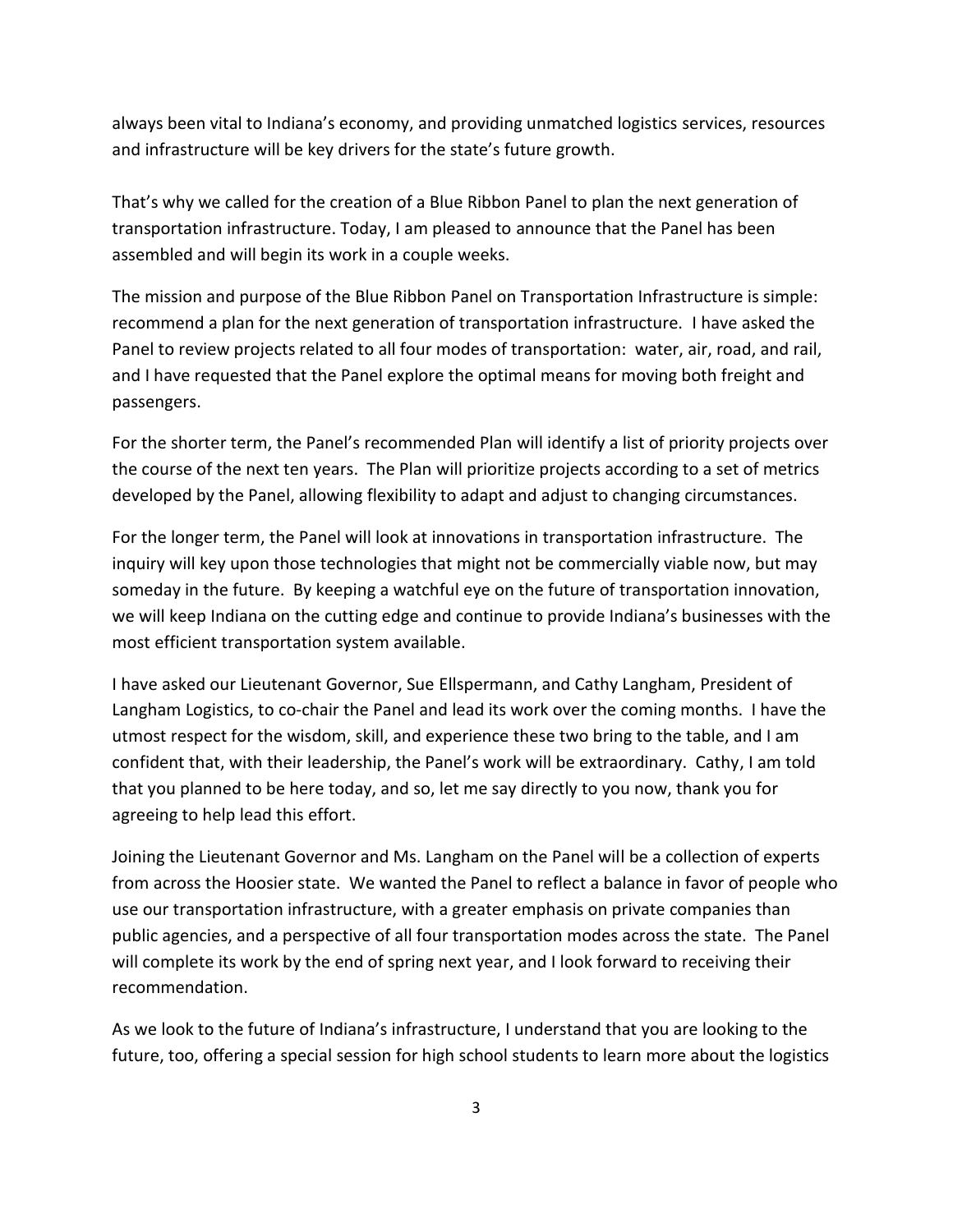always been vital to Indiana's economy, and providing unmatched logistics services, resources and infrastructure will be key drivers for the state's future growth.

That's why we called for the creation of a Blue Ribbon Panel to plan the next generation of transportation infrastructure. Today, I am pleased to announce that the Panel has been assembled and will begin its work in a couple weeks.

The mission and purpose of the Blue Ribbon Panel on Transportation Infrastructure is simple: recommend a plan for the next generation of transportation infrastructure. I have asked the Panel to review projects related to all four modes of transportation: water, air, road, and rail, and I have requested that the Panel explore the optimal means for moving both freight and passengers.

For the shorter term, the Panel's recommended Plan will identify a list of priority projects over the course of the next ten years. The Plan will prioritize projects according to a set of metrics developed by the Panel, allowing flexibility to adapt and adjust to changing circumstances.

For the longer term, the Panel will look at innovations in transportation infrastructure. The inquiry will key upon those technologies that might not be commercially viable now, but may someday in the future. By keeping a watchful eye on the future of transportation innovation, we will keep Indiana on the cutting edge and continue to provide Indiana's businesses with the most efficient transportation system available.

I have asked our Lieutenant Governor, Sue Ellspermann, and Cathy Langham, President of Langham Logistics, to co-chair the Panel and lead its work over the coming months. I have the utmost respect for the wisdom, skill, and experience these two bring to the table, and I am confident that, with their leadership, the Panel's work will be extraordinary. Cathy, I am told that you planned to be here today, and so, let me say directly to you now, thank you for agreeing to help lead this effort.

Joining the Lieutenant Governor and Ms. Langham on the Panel will be a collection of experts from across the Hoosier state. We wanted the Panel to reflect a balance in favor of people who use our transportation infrastructure, with a greater emphasis on private companies than public agencies, and a perspective of all four transportation modes across the state. The Panel will complete its work by the end of spring next year, and I look forward to receiving their recommendation.

As we look to the future of Indiana's infrastructure, I understand that you are looking to the future, too, offering a special session for high school students to learn more about the logistics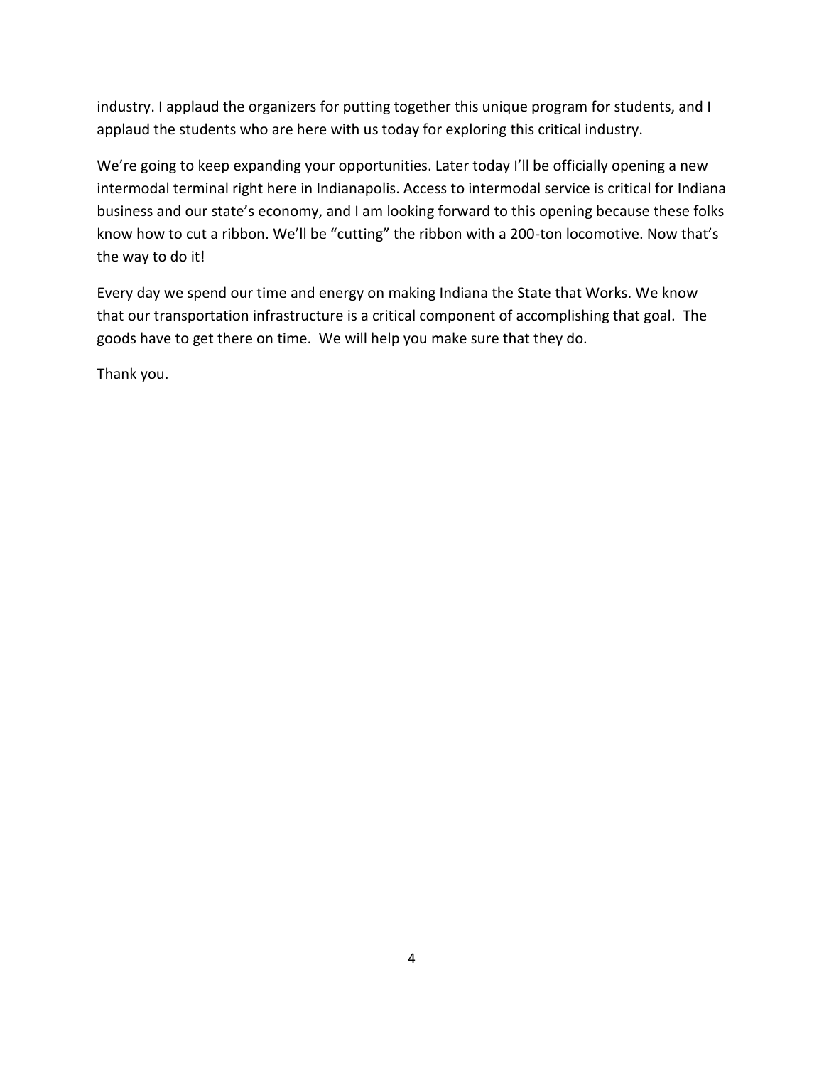industry. I applaud the organizers for putting together this unique program for students, and I applaud the students who are here with us today for exploring this critical industry.

We're going to keep expanding your opportunities. Later today I'll be officially opening a new intermodal terminal right here in Indianapolis. Access to intermodal service is critical for Indiana business and our state's economy, and I am looking forward to this opening because these folks know how to cut a ribbon. We'll be "cutting" the ribbon with a 200-ton locomotive. Now that's the way to do it!

Every day we spend our time and energy on making Indiana the State that Works. We know that our transportation infrastructure is a critical component of accomplishing that goal. The goods have to get there on time. We will help you make sure that they do.

Thank you.